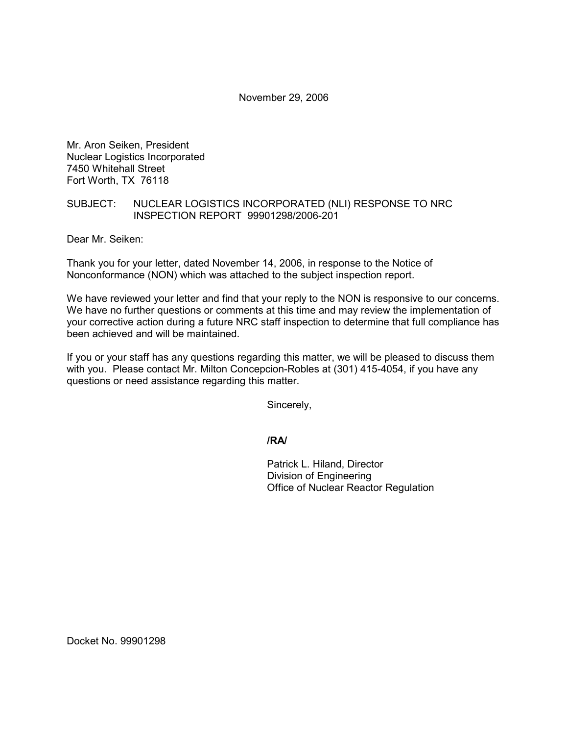November 29, 2006

Mr. Aron Seiken, President
Nuclear Logistics Incorporated
7450 Whitehall Street
Fort Worth, TX 76118

SUBJECT: NUCLEAR LOGISTICS INCORPORATED (NLI) RESPONSE TO NRC INSPECTION REPORT 99901298/2006-201

Dear Mr. Seiken:

Thank you for your letter, dated November 14, 2006, in response to the Notice of Nonconformance (NON) which was attached to the subject inspection report.

We have reviewed your letter and find that your reply to the NON is responsive to our concerns. We have no further questions or comments at this time and may review the implementation of your corrective action during a future NRC staff inspection to determine that full compliance has been achieved and will be maintained.

If you or your staff has any questions regarding this matter, we will be pleased to discuss them with you. Please contact Mr. Milton Concepcion-Robles at (301) 415-4054, if you have any questions or need assistance regarding this matter.

Sincerely,

**/RA/**

Patrick L. Hiland, Director
Division of Engineering
Office of Nuclear Reactor Regulation

Docket No. 99901298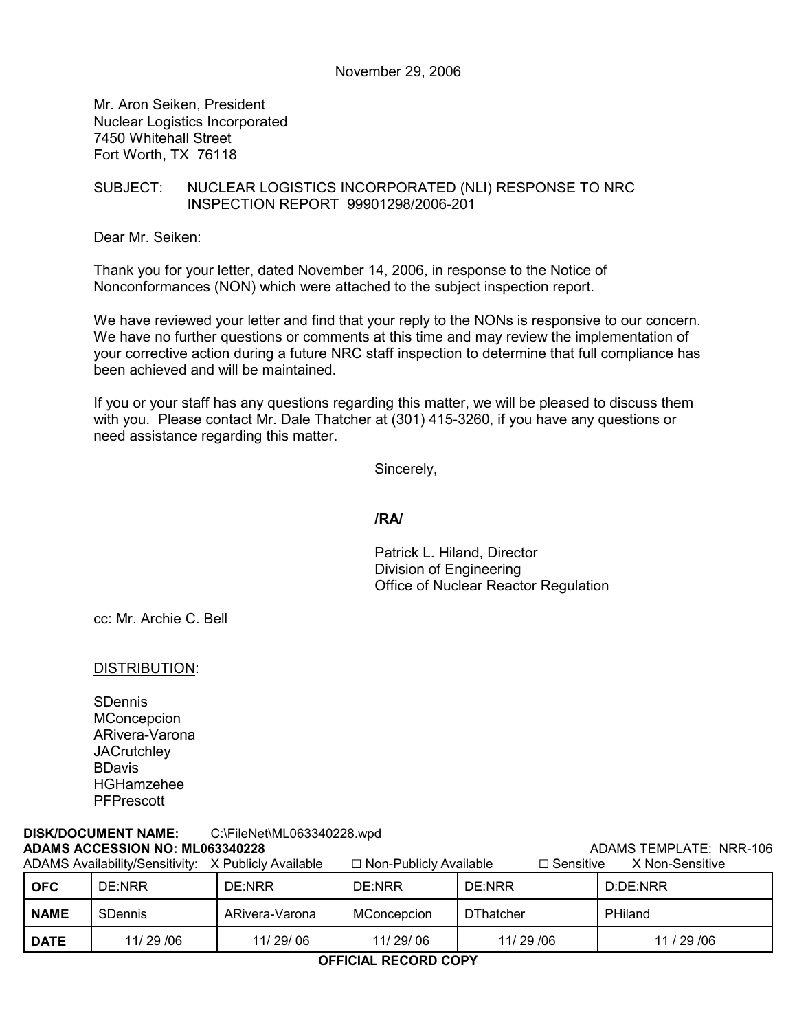November 29, 2006

Mr. Aron Seiken, President
Nuclear Logistics Incorporated
7450 Whitehall Street
Fort Worth, TX 76118

SUBJECT: NUCLEAR LOGISTICS INCORPORATED (NLI) RESPONSE TO NRC INSPECTION REPORT 99901298/2006-201

Dear Mr. Seiken:

Thank you for your letter, dated November 14, 2006, in response to the Notice of Nonconformances (NON) which were attached to the subject inspection report.

We have reviewed your letter and find that your reply to the NONs is responsive to our concern. We have no further questions or comments at this time and may review the implementation of your corrective action during a future NRC staff inspection to determine that full compliance has been achieved and will be maintained.

If you or your staff has any questions regarding this matter, we will be pleased to discuss them with you. Please contact Mr. Dale Thatcher at (301) 415-3260, if you have any questions or need assistance regarding this matter.

Sincerely,

**/RA/**

Patrick L. Hiland, Director
Division of Engineering
Office of Nuclear Reactor Regulation

cc: Mr. Archie C. Bell

DISTRIBUTION:

SDennis
MConcepcion
ARivera-Varona
JACrutchley
BDavis
HGHamzehee
PFPrescott

**DISK/DOCUMENT NAME:** C:\FileNet\ML063340228.wpd
**ADAMS ACCESSION NO: ML063340228** ADAMS TEMPLATE: NRR-106
ADAMS Availability/Sensitivity: X Publicly Available ☐ Non-Publicly Available ☐ Sensitive X Non-Sensitive

| **OFC** | DE:NRR | DE:NRR | DE:NRR | DE:NRR | D:DE:NRR |
|---|---|---|---|---|---|
| **NAME** | SDennis | ARivera-Varona | MConcepcion | DThatcher | PHiland |
| **DATE** | 11/ 29 /06 | 11/ 29/ 06 | 11/ 29/ 06 | 11/ 29 /06 | 11 / 29 /06 |

**OFFICIAL RECORD COPY**